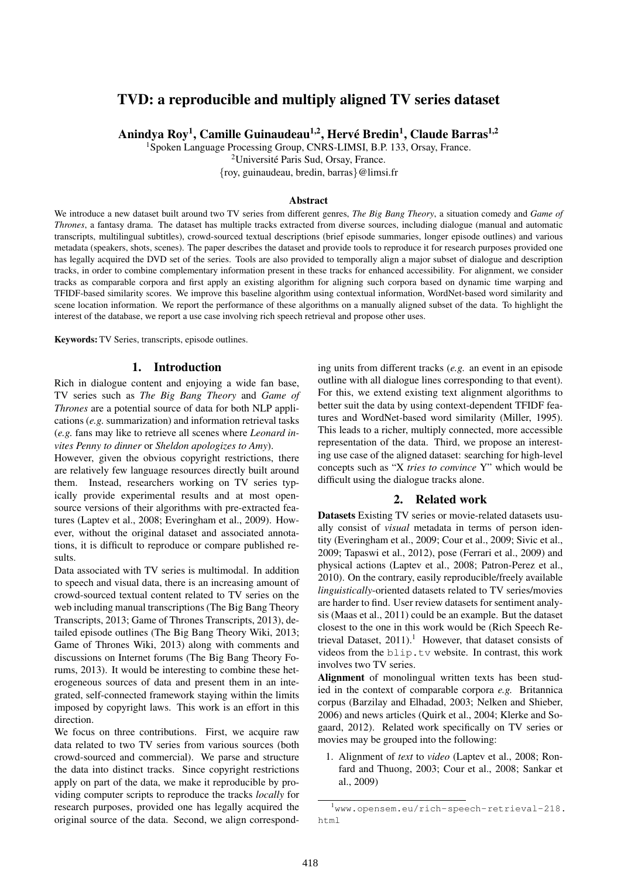# TVD: a reproducible and multiply aligned TV series dataset

**Anindya Roy[1], Camille Guinaudeau[1,2], Hervé Bredin[1], Claude Barras[1,2]**

[1]Spoken Language Processing Group, CNRS-LIMSI, B.P. 133, Orsay, France.
[2]Université Paris Sud, Orsay, France.
{roy, guinaudeau, bredin, barras}@limsi.fr

### Abstract

We introduce a new dataset built around two TV series from different genres, *The Big Bang Theory*, a situation comedy and *Game of Thrones*, a fantasy drama. The dataset has multiple tracks extracted from diverse sources, including dialogue (manual and automatic transcripts, multilingual subtitles), crowd-sourced textual descriptions (brief episode summaries, longer episode outlines) and various metadata (speakers, shots, scenes). The paper describes the dataset and provide tools to reproduce it for research purposes provided one has legally acquired the DVD set of the series. Tools are also provided to temporally align a major subset of dialogue and description tracks, in order to combine complementary information present in these tracks for enhanced accessibility. For alignment, we consider tracks as comparable corpora and first apply an existing algorithm for aligning such corpora based on dynamic time warping and TFIDF-based similarity scores. We improve this baseline algorithm using contextual information, WordNet-based word similarity and scene location information. We report the performance of these algorithms on a manually aligned subset of the data. To highlight the interest of the database, we report a use case involving rich speech retrieval and propose other uses.

**Keywords:** TV Series, transcripts, episode outlines.

## 1. Introduction

Rich in dialogue content and enjoying a wide fan base, TV series such as *The Big Bang Theory* and *Game of Thrones* are a potential source of data for both NLP applications (*e.g.* summarization) and information retrieval tasks (*e.g.* fans may like to retrieve all scenes where *Leonard invites Penny to dinner* or *Sheldon apologizes to Amy*).

However, given the obvious copyright restrictions, there are relatively few language resources directly built around them. Instead, researchers working on TV series typically provide experimental results and at most open-source versions of their algorithms with pre-extracted features (Laptev et al., 2008; Everingham et al., 2009). However, without the original dataset and associated annotations, it is difficult to reproduce or compare published results.

Data associated with TV series is multimodal. In addition to speech and visual data, there is an increasing amount of crowd-sourced textual content related to TV series on the web including manual transcriptions (The Big Bang Theory Transcripts, 2013; Game of Thrones Transcripts, 2013), detailed episode outlines (The Big Bang Theory Wiki, 2013; Game of Thrones Wiki, 2013) along with comments and discussions on Internet forums (The Big Bang Theory Forums, 2013). It would be interesting to combine these heterogeneous sources of data and present them in an integrated, self-connected framework staying within the limits imposed by copyright laws. This work is an effort in this direction.

We focus on three contributions. First, we acquire raw data related to two TV series from various sources (both crowd-sourced and commercial). We parse and structure the data into distinct tracks. Since copyright restrictions apply on part of the data, we make it reproducible by providing computer scripts to reproduce the tracks *locally* for research purposes, provided one has legally acquired the original source of the data. Second, we align corresponding units from different tracks (*e.g.* an event in an episode outline with all dialogue lines corresponding to that event). For this, we extend existing text alignment algorithms to better suit the data by using context-dependent TFIDF features and WordNet-based word similarity (Miller, 1995). This leads to a richer, multiply connected, more accessible representation of the data. Third, we propose an interesting use case of the aligned dataset: searching for high-level concepts such as "X *tries to convince* Y" which would be difficult using the dialogue tracks alone.

## 2. Related work

**Datasets** Existing TV series or movie-related datasets usually consist of *visual* metadata in terms of person identity (Everingham et al., 2009; Cour et al., 2009; Sivic et al., 2009; Tapaswi et al., 2012), pose (Ferrari et al., 2009) and physical actions (Laptev et al., 2008; Patron-Perez et al., 2010). On the contrary, easily reproducible/freely available *linguistically*-oriented datasets related to TV series/movies are harder to find. User review datasets for sentiment analysis (Maas et al., 2011) could be an example. But the dataset closest to the one in this work would be (Rich Speech Retrieval Dataset, 2011).[1] However, that dataset consists of videos from the `blip.tv` website. In contrast, this work involves two TV series.

**Alignment** of monolingual written texts has been studied in the context of comparable corpora *e.g.* Britannica corpus (Barzilay and Elhadad, 2003; Nelken and Shieber, 2006) and news articles (Quirk et al., 2004; Klerke and Sogaard, 2012). Related work specifically on TV series or movies may be grouped into the following:

1. Alignment of *text* to *video* (Laptev et al., 2008; Ronfard and Thuong, 2003; Cour et al., 2008; Sankar et al., 2009)

[1] `www.opensem.eu/rich-speech-retrieval-218.html`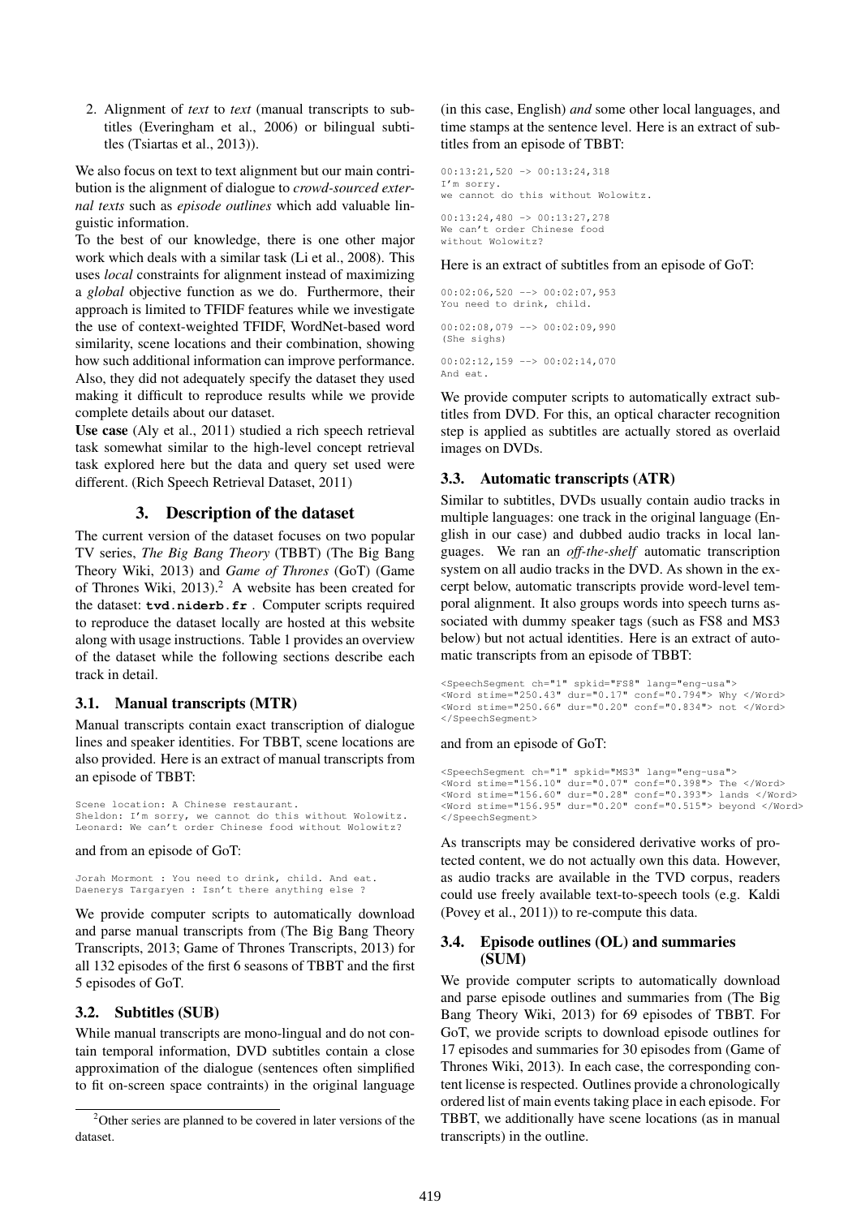2. Alignment of *text* to *text* (manual transcripts to subtitles (Everingham et al., 2006) or bilingual subtitles (Tsiartas et al., 2013)).

We also focus on text to text alignment but our main contribution is the alignment of dialogue to *crowd-sourced external texts* such as *episode outlines* which add valuable linguistic information.

To the best of our knowledge, there is one other major work which deals with a similar task (Li et al., 2008). This uses *local* constraints for alignment instead of maximizing a *global* objective function as we do. Furthermore, their approach is limited to TFIDF features while we investigate the use of context-weighted TFIDF, WordNet-based word similarity, scene locations and their combination, showing how such additional information can improve performance. Also, they did not adequately specify the dataset they used making it difficult to reproduce results while we provide complete details about our dataset.

**Use case** (Aly et al., 2011) studied a rich speech retrieval task somewhat similar to the high-level concept retrieval task explored here but the data and query set used were different. (Rich Speech Retrieval Dataset, 2011)

## 3. Description of the dataset

The current version of the dataset focuses on two popular TV series, *The Big Bang Theory* (TBBT) (The Big Bang Theory Wiki, 2013) and *Game of Thrones* (GoT) (Game of Thrones Wiki, 2013).[2] A website has been created for the dataset: **tvd.niderb.fr** . Computer scripts required to reproduce the dataset locally are hosted at this website along with usage instructions. Table 1 provides an overview of the dataset while the following sections describe each track in detail.

### 3.1. Manual transcripts (MTR)

Manual transcripts contain exact transcription of dialogue lines and speaker identities. For TBBT, scene locations are also provided. Here is an extract of manual transcripts from an episode of TBBT:

```
Scene location: A Chinese restaurant.
Sheldon: I'm sorry, we cannot do this without Wolowitz.
Leonard: We can't order Chinese food without Wolowitz?
```

and from an episode of GoT:

```
Jorah Mormont : You need to drink, child. And eat.
Daenerys Targaryen : Isn't there anything else ?
```

We provide computer scripts to automatically download and parse manual transcripts from (The Big Bang Theory Transcripts, 2013; Game of Thrones Transcripts, 2013) for all 132 episodes of the first 6 seasons of TBBT and the first 5 episodes of GoT.

### 3.2. Subtitles (SUB)

While manual transcripts are mono-lingual and do not contain temporal information, DVD subtitles contain a close approximation of the dialogue (sentences often simplified to fit on-screen space contraints) in the original language (in this case, English) *and* some other local languages, and time stamps at the sentence level. Here is an extract of subtitles from an episode of TBBT:

```
00:13:21,520 -> 00:13:24,318
I'm sorry.
we cannot do this without Wolowitz.

00:13:24,480 -> 00:13:27,278
We can't order Chinese food
without Wolowitz?
```

Here is an extract of subtitles from an episode of GoT:

```
00:02:06,520 --> 00:02:07,953
You need to drink, child.

00:02:08,079 --> 00:02:09,990
(She sighs)

00:02:12,159 --> 00:02:14,070
And eat.
```

We provide computer scripts to automatically extract subtitles from DVD. For this, an optical character recognition step is applied as subtitles are actually stored as overlaid images on DVDs.

### 3.3. Automatic transcripts (ATR)

Similar to subtitles, DVDs usually contain audio tracks in multiple languages: one track in the original language (English in our case) and dubbed audio tracks in local languages. We ran an *off-the-shelf* automatic transcription system on all audio tracks in the DVD. As shown in the excerpt below, automatic transcripts provide word-level temporal alignment. It also groups words into speech turns associated with dummy speaker tags (such as FS8 and MS3 below) but not actual identities. Here is an extract of automatic transcripts from an episode of TBBT:

```
<SpeechSegment ch="1" spkid="FS8" lang="eng-usa">
<Word stime="250.43" dur="0.17" conf="0.794"> Why </Word>
<Word stime="250.66" dur="0.20" conf="0.834"> not </Word>
</SpeechSegment>
```

and from an episode of GoT:

```
<SpeechSegment ch="1" spkid="MS3" lang="eng-usa">
<Word stime="156.10" dur="0.07" conf="0.398"> The </Word>
<Word stime="156.60" dur="0.28" conf="0.393"> lands </Word>
<Word stime="156.95" dur="0.20" conf="0.515"> beyond </Word>
</SpeechSegment>
```

As transcripts may be considered derivative works of protected content, we do not actually own this data. However, as audio tracks are available in the TVD corpus, readers could use freely available text-to-speech tools (e.g. Kaldi (Povey et al., 2011)) to re-compute this data.

### 3.4. Episode outlines (OL) and summaries (SUM)

We provide computer scripts to automatically download and parse episode outlines and summaries from (The Big Bang Theory Wiki, 2013) for 69 episodes of TBBT. For GoT, we provide scripts to download episode outlines for 17 episodes and summaries for 30 episodes from (Game of Thrones Wiki, 2013). In each case, the corresponding content license is respected. Outlines provide a chronologically ordered list of main events taking place in each episode. For TBBT, we additionally have scene locations (as in manual transcripts) in the outline.

[2] Other series are planned to be covered in later versions of the dataset.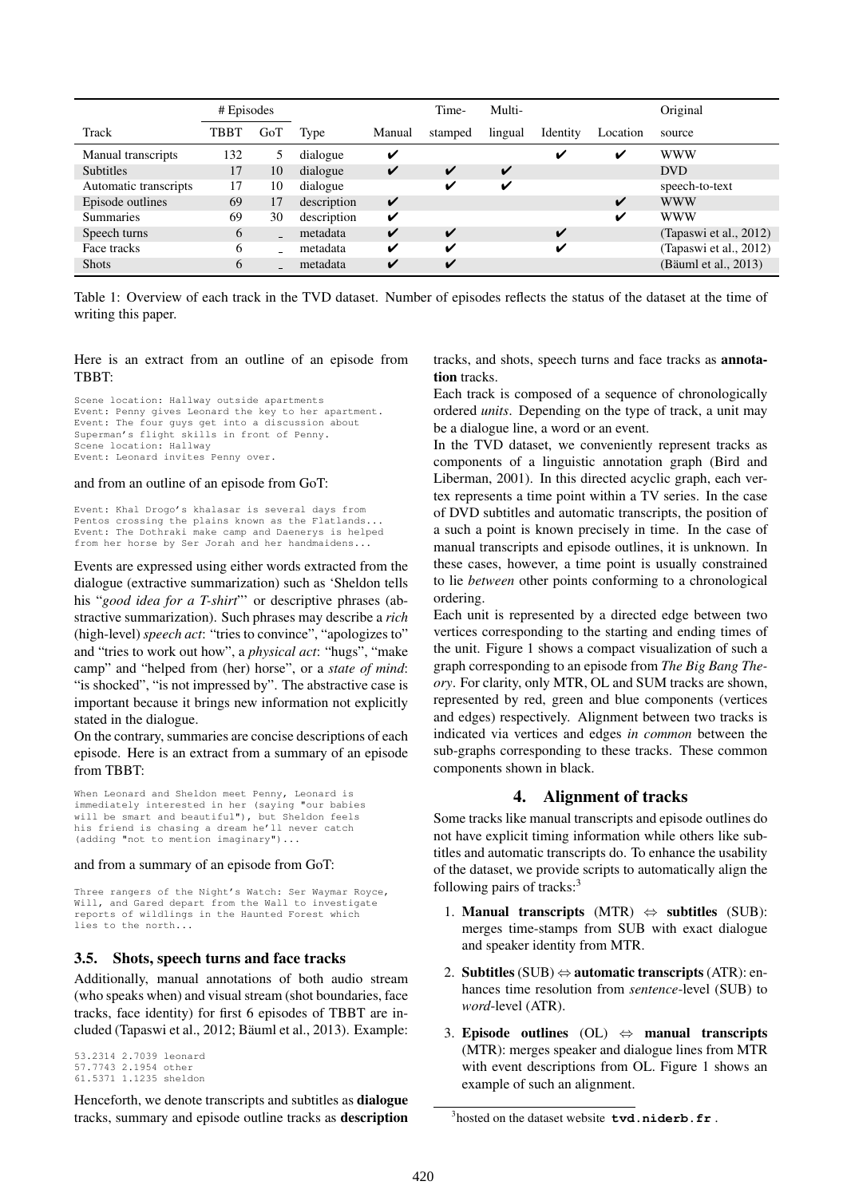| Track | # Episodes | | Type | Manual | Time-stamped | Multi-lingual | Identity | Location | Original source |
|---|---|---|---|---|---|---|---|---|---|
| | TBBT | GoT | | | | | | | |
| Manual transcripts | 132 | 5 | dialogue | ✔ | | | ✔ | ✔ | WWW |
| Subtitles | 17 | 10 | dialogue | ✔ | ✔ | ✔ | | | DVD |
| Automatic transcripts | 17 | 10 | dialogue | | ✔ | ✔ | | | speech-to-text |
| Episode outlines | 69 | 17 | description | ✔ | | | | ✔ | WWW |
| Summaries | 69 | 30 | description | ✔ | | | | ✔ | WWW |
| Speech turns | 6 | - | metadata | ✔ | ✔ | | ✔ | | (Tapaswi et al., 2012) |
| Face tracks | 6 | - | metadata | ✔ | ✔ | | ✔ | | (Tapaswi et al., 2012) |
| Shots | 6 | - | metadata | ✔ | ✔ | | | | (Bäuml et al., 2013) |

Table 1: Overview of each track in the TVD dataset. Number of episodes reflects the status of the dataset at the time of writing this paper.

Here is an extract from an outline of an episode from TBBT:

```
Scene location: Hallway outside apartments
Event: Penny gives Leonard the key to her apartment.
Event: The four guys get into a discussion about
Superman's flight skills in front of Penny.
Scene location: Hallway
Event: Leonard invites Penny over.
```

and from an outline of an episode from GoT:

```
Event: Khal Drogo's khalasar is several days from
Pentos crossing the plains known as the Flatlands...
Event: The Dothraki make camp and Daenerys is helped
from her horse by Ser Jorah and her handmaidens...
```

Events are expressed using either words extracted from the dialogue (extractive summarization) such as 'Sheldon tells his "*good idea for a T-shirt*"' or descriptive phrases (abstractive summarization). Such phrases may describe a *rich* (high-level) *speech act*: "tries to convince", "apologizes to" and "tries to work out how", a *physical act*: "hugs", "make camp" and "helped from (her) horse", or a *state of mind*: "is shocked", "is not impressed by". The abstractive case is important because it brings new information not explicitly stated in the dialogue.

On the contrary, summaries are concise descriptions of each episode. Here is an extract from a summary of an episode from TBBT:

```
When Leonard and Sheldon meet Penny, Leonard is
immediately interested in her (saying "our babies
will be smart and beautiful"), but Sheldon feels
his friend is chasing a dream he'll never catch
(adding "not to mention imaginary")...
```

and from a summary of an episode from GoT:

```
Three rangers of the Night's Watch: Ser Waymar Royce,
Will, and Gared depart from the Wall to investigate
reports of wildlings in the Haunted Forest which
lies to the north...
```

### 3.5. Shots, speech turns and face tracks

Additionally, manual annotations of both audio stream (who speaks when) and visual stream (shot boundaries, face tracks, face identity) for first 6 episodes of TBBT are included (Tapaswi et al., 2012; Bäuml et al., 2013). Example:

```
53.2314 2.7039 leonard
57.7743 2.1954 other
61.5371 1.1235 sheldon
```

Henceforth, we denote transcripts and subtitles as **dialogue** tracks, summary and episode outline tracks as **description** tracks, and shots, speech turns and face tracks as **annotation** tracks.

Each track is composed of a sequence of chronologically ordered *units*. Depending on the type of track, a unit may be a dialogue line, a word or an event.

In the TVD dataset, we conveniently represent tracks as components of a linguistic annotation graph (Bird and Liberman, 2001). In this directed acyclic graph, each vertex represents a time point within a TV series. In the case of DVD subtitles and automatic transcripts, the position of a such a point is known precisely in time. In the case of manual transcripts and episode outlines, it is unknown. In these cases, however, a time point is usually constrained to lie *between* other points conforming to a chronological ordering.

Each unit is represented by a directed edge between two vertices corresponding to the starting and ending times of the unit. Figure 1 shows a compact visualization of such a graph corresponding to an episode from *The Big Bang Theory*. For clarity, only MTR, OL and SUM tracks are shown, represented by red, green and blue components (vertices and edges) respectively. Alignment between two tracks is indicated via vertices and edges *in common* between the sub-graphs corresponding to these tracks. These common components shown in black.

## 4. Alignment of tracks

Some tracks like manual transcripts and episode outlines do not have explicit timing information while others like subtitles and automatic transcripts do. To enhance the usability of the dataset, we provide scripts to automatically align the following pairs of tracks:[3]

1. **Manual transcripts** (MTR) ⇔ **subtitles** (SUB): merges time-stamps from SUB with exact dialogue and speaker identity from MTR.
2. **Subtitles** (SUB) ⇔ **automatic transcripts** (ATR): enhances time resolution from *sentence*-level (SUB) to *word*-level (ATR).
3. **Episode outlines** (OL) ⇔ **manual transcripts** (MTR): merges speaker and dialogue lines from MTR with event descriptions from OL. Figure 1 shows an example of such an alignment.

[3] hosted on the dataset website **tvd.niderb.fr**.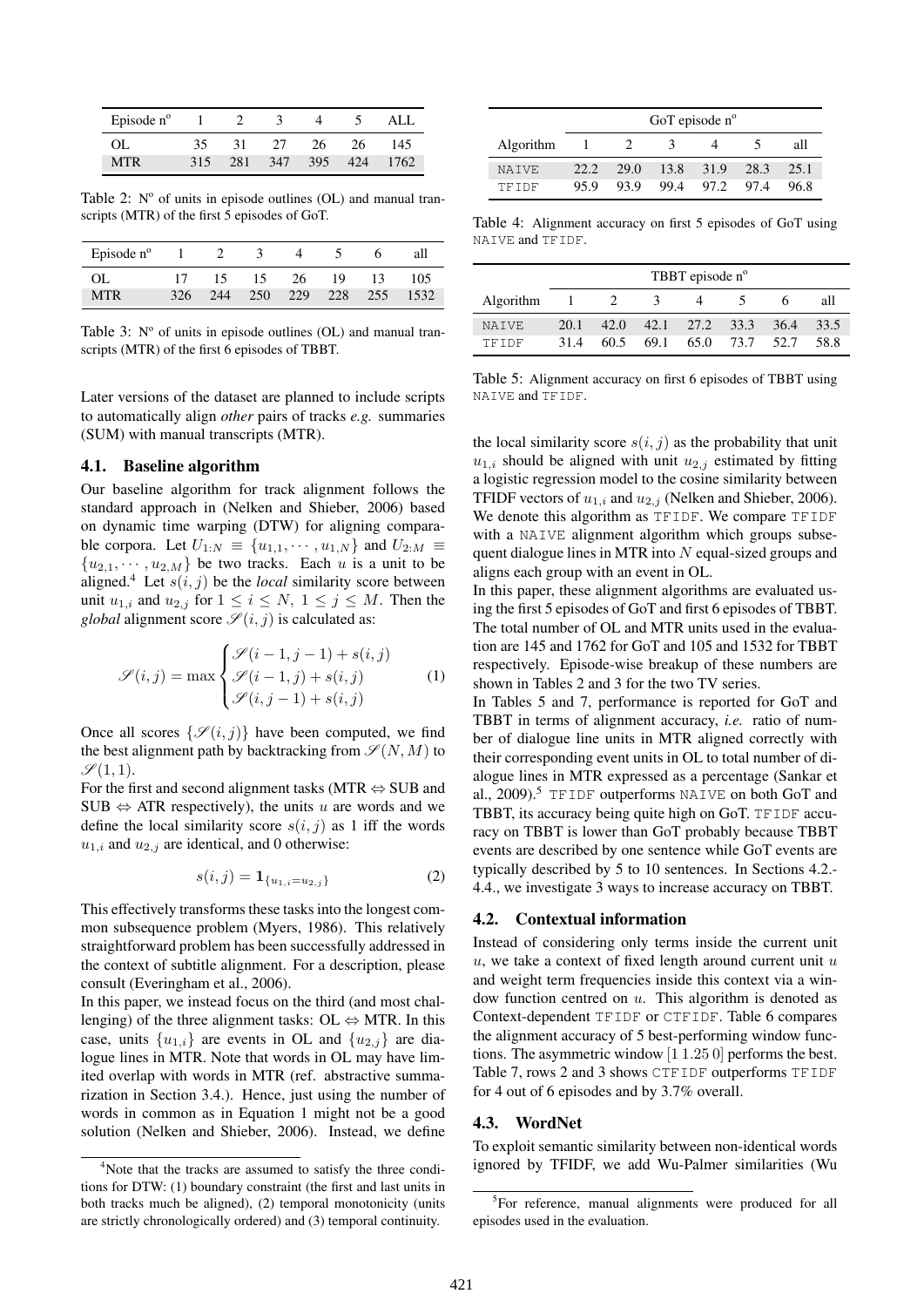| Episode n° | 1 | 2 | 3 | 4 | 5 | ALL |
|---|---|---|---|---|---|---|
| OL | 35 | 31 | 27 | 26 | 26 | 145 |
| MTR | 315 | 281 | 347 | 395 | 424 | 1762 |

Table 2: N° of units in episode outlines (OL) and manual transcripts (MTR) of the first 5 episodes of GoT.

| Episode n° | 1 | 2 | 3 | 4 | 5 | 6 | all |
|---|---|---|---|---|---|---|---|
| OL | 17 | 15 | 15 | 26 | 19 | 13 | 105 |
| MTR | 326 | 244 | 250 | 229 | 228 | 255 | 1532 |

Table 3: N° of units in episode outlines (OL) and manual transcripts (MTR) of the first 6 episodes of TBBT.

Later versions of the dataset are planned to include scripts to automatically align *other* pairs of tracks *e.g.* summaries (SUM) with manual transcripts (MTR).

### 4.1. Baseline algorithm

Our baseline algorithm for track alignment follows the standard approach in (Nelken and Shieber, 2006) based on dynamic time warping (DTW) for aligning comparable corpora. Let $U_{1:N} \equiv \{u_{1,1}, \cdots, u_{1,N}\}$ and $U_{2:M} \equiv \{u_{2,1}, \cdots, u_{2,M}\}$ be two tracks. Each $u$ is a unit to be aligned.[4] Let $s(i,j)$ be the *local* similarity score between unit $u_{1,i}$ and $u_{2,j}$ for $1 \leq i \leq N$, $1 \leq j \leq M$. Then the *global* alignment score $\mathscr{S}(i,j)$ is calculated as:

$$\mathscr{S}(i,j) = \max \begin{cases} \mathscr{S}(i-1,j-1) + s(i,j) \\ \mathscr{S}(i-1,j) + s(i,j) \\ \mathscr{S}(i,j-1) + s(i,j) \end{cases} \quad (1)$$

Once all scores $\{\mathscr{S}(i,j)\}$ have been computed, we find the best alignment path by backtracking from $\mathscr{S}(N,M)$ to $\mathscr{S}(1,1)$.

For the first and second alignment tasks (MTR ⇔ SUB and SUB ⇔ ATR respectively), the units $u$ are words and we define the local similarity score $s(i,j)$ as 1 iff the words $u_{1,i}$ and $u_{2,j}$ are identical, and 0 otherwise:

$$s(i,j) = \mathbf{1}_{\{u_{1,i} = u_{2,j}\}} \quad (2)$$

This effectively transforms these tasks into the longest common subsequence problem (Myers, 1986). This relatively straightforward problem has been successfully addressed in the context of subtitle alignment. For a description, please consult (Everingham et al., 2006).

In this paper, we instead focus on the third (and most challenging) of the three alignment tasks: OL ⇔ MTR. In this case, units $\{u_{1,i}\}$ are events in OL and $\{u_{2,j}\}$ are dialogue lines in MTR. Note that words in OL may have limited overlap with words in MTR (ref. abstractive summarization in Section 3.4.). Hence, just using the number of words in common as in Equation 1 might not be a good solution (Nelken and Shieber, 2006). Instead, we define the local similarity score $s(i,j)$ as the probability that unit $u_{1,i}$ should be aligned with unit $u_{2,j}$ estimated by fitting a logistic regression model to the cosine similarity between TFIDF vectors of $u_{1,i}$ and $u_{2,j}$ (Nelken and Shieber, 2006). We denote this algorithm as TFIDF. We compare TFIDF with a NAIVE alignment algorithm which groups subsequent dialogue lines in MTR into $N$ equal-sized groups and aligns each group with an event in OL.

[4] Note that the tracks are assumed to satisfy the three conditions for DTW: (1) boundary constraint (the first and last units in both tracks much be aligned), (2) temporal monotonicity (units are strictly chronologically ordered) and (3) temporal continuity.

| | GoT episode n° | | | | | |
|---|---|---|---|---|---|---|
| Algorithm | 1 | 2 | 3 | 4 | 5 | all |
| NAIVE | 22.2 | 29.0 | 13.8 | 31.9 | 28.3 | 25.1 |
| TFIDF | 95.9 | 93.9 | 99.4 | 97.2 | 97.4 | 96.8 |

Table 4: Alignment accuracy on first 5 episodes of GoT using NAIVE and TFIDF.

| | TBBT episode n° | | | | | | |
|---|---|---|---|---|---|---|---|
| Algorithm | 1 | 2 | 3 | 4 | 5 | 6 | all |
| NAIVE | 20.1 | 42.0 | 42.1 | 27.2 | 33.3 | 36.4 | 33.5 |
| TFIDF | 31.4 | 60.5 | 69.1 | 65.0 | 73.7 | 52.7 | 58.8 |

Table 5: Alignment accuracy on first 6 episodes of TBBT using NAIVE and TFIDF.

In this paper, these alignment algorithms are evaluated using the first 5 episodes of GoT and first 6 episodes of TBBT. The total number of OL and MTR units used in the evaluation are 145 and 1762 for GoT and 105 and 1532 for TBBT respectively. Episode-wise breakup of these numbers are shown in Tables 2 and 3 for the two TV series.

In Tables 5 and 7, performance is reported for GoT and TBBT in terms of alignment accuracy, *i.e.* ratio of number of dialogue line units in MTR aligned correctly with their corresponding event units in OL to total number of dialogue lines in MTR expressed as a percentage (Sankar et al., 2009).[5] TFIDF outperforms NAIVE on both GoT and TBBT, its accuracy being quite high on GoT. TFIDF accuracy on TBBT is lower than GoT probably because TBBT events are described by one sentence while GoT events are typically described by 5 to 10 sentences. In Sections 4.2.-4.4., we investigate 3 ways to increase accuracy on TBBT.

### 4.2. Contextual information

Instead of considering only terms inside the current unit $u$, we take a context of fixed length around current unit $u$ and weight term frequencies inside this context via a window function centred on $u$. This algorithm is denoted as Context-dependent TFIDF or CTFIDF. Table 6 compares the alignment accuracy of 5 best-performing window functions. The asymmetric window [1 1.25 0] performs the best. Table 7, rows 2 and 3 shows CTFIDF outperforms TFIDF for 4 out of 6 episodes and by 3.7% overall.

### 4.3. WordNet

To exploit semantic similarity between non-identical words ignored by TFIDF, we add Wu-Palmer similarities (Wu

[5] For reference, manual alignments were produced for all episodes used in the evaluation.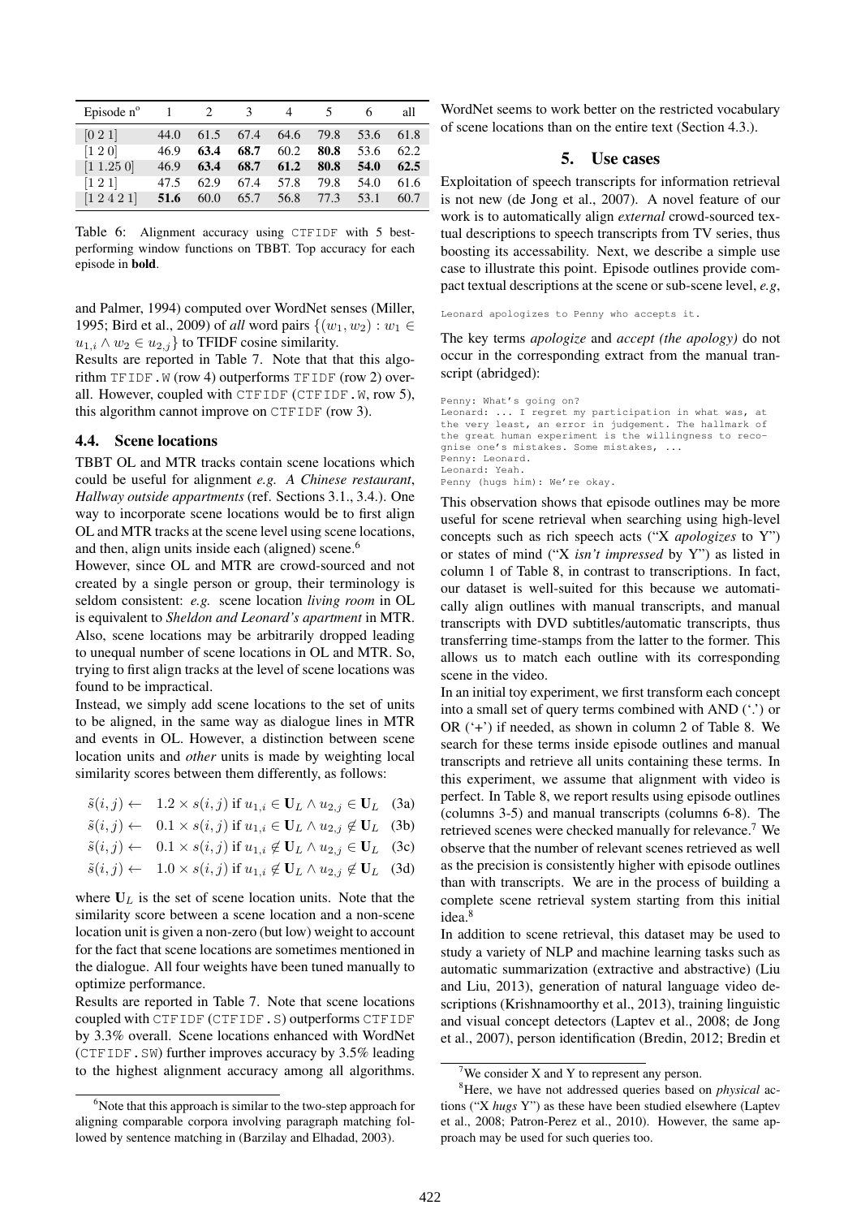| Episode n° | 1 | 2 | 3 | 4 | 5 | 6 | all |
|---|---|---|---|---|---|---|---|
| [0 2 1] | 44.0 | 61.5 | 67.4 | 64.6 | 79.8 | 53.6 | 61.8 |
| [1 2 0] | 46.9 | **63.4** | **68.7** | 60.2 | **80.8** | 53.6 | 62.2 |
| [1 1.25 0] | 46.9 | **63.4** | **68.7** | 61.2 | **80.8** | **54.0** | **62.5** |
| [1 2 1] | 47.5 | 62.9 | 67.4 | 57.8 | 79.8 | 54.0 | 61.6 |
| [1 2 4 2 1] | **51.6** | 60.0 | 65.7 | 56.8 | 77.3 | 53.1 | 60.7 |

Table 6: Alignment accuracy using CTFIDF with 5 best-performing window functions on TBBT. Top accuracy for each episode in **bold**.

and Palmer, 1994) computed over WordNet senses (Miller, 1995; Bird et al., 2009) of *all* word pairs $\{(w_1, w_2) : w_1 \in u_{1,i} \wedge w_2 \in u_{2,j}\}$ to TFIDF cosine similarity.

Results are reported in Table 7. Note that that this algorithm TFIDF.W (row 4) outperforms TFIDF (row 2) overall. However, coupled with CTFIDF (CTFIDF.W, row 5), this algorithm cannot improve on CTFIDF (row 3).

### 4.4. Scene locations

TBBT OL and MTR tracks contain scene locations which could be useful for alignment *e.g. A Chinese restaurant*, *Hallway outside appartments* (ref. Sections 3.1., 3.4.). One way to incorporate scene locations would be to first align OL and MTR tracks at the scene level using scene locations, and then, align units inside each (aligned) scene.[6]

However, since OL and MTR are crowd-sourced and not created by a single person or group, their terminology is seldom consistent: *e.g.* scene location *living room* in OL is equivalent to *Sheldon and Leonard's apartment* in MTR. Also, scene locations may be arbitrarily dropped leading to unequal number of scene locations in OL and MTR. So, trying to first align tracks at the level of scene locations was found to be impractical.

Instead, we simply add scene locations to the set of units to be aligned, in the same way as dialogue lines in MTR and events in OL. However, a distinction between scene location units and *other* units is made by weighting local similarity scores between them differently, as follows:

$$\tilde{s}(i,j) \leftarrow \quad 1.2 \times s(i,j) \text{ if } u_{1,i} \in \mathbf{U}_L \wedge u_{2,j} \in \mathbf{U}_L \quad (3a)$$

$$\tilde{s}(i,j) \leftarrow \quad 0.1 \times s(i,j) \text{ if } u_{1,i} \in \mathbf{U}_L \wedge u_{2,j} \notin \mathbf{U}_L \quad (3b)$$

$$\tilde{s}(i,j) \leftarrow \quad 0.1 \times s(i,j) \text{ if } u_{1,i} \notin \mathbf{U}_L \wedge u_{2,j} \in \mathbf{U}_L \quad (3c)$$

$$\tilde{s}(i,j) \leftarrow \quad 1.0 \times s(i,j) \text{ if } u_{1,i} \notin \mathbf{U}_L \wedge u_{2,j} \notin \mathbf{U}_L \quad (3d)$$

where $\mathbf{U}_L$ is the set of scene location units. Note that the similarity score between a scene location and a non-scene location unit is given a non-zero (but low) weight to account for the fact that scene locations are sometimes mentioned in the dialogue. All four weights have been tuned manually to optimize performance.

Results are reported in Table 7. Note that scene locations coupled with CTFIDF (CTFIDF.S) outperforms CTFIDF by 3.3% overall. Scene locations enhanced with WordNet (CTFIDF.SW) further improves accuracy by 3.5% leading to the highest alignment accuracy among all algorithms. WordNet seems to work better on the restricted vocabulary of scene locations than on the entire text (Section 4.3.).

[6] Note that this approach is similar to the two-step approach for aligning comparable corpora involving paragraph matching followed by sentence matching in (Barzilay and Elhadad, 2003).

## 5. Use cases

Exploitation of speech transcripts for information retrieval is not new (de Jong et al., 2007). A novel feature of our work is to automatically align *external* crowd-sourced textual descriptions to speech transcripts from TV series, thus boosting its accessability. Next, we describe a simple use case to illustrate this point. Episode outlines provide compact textual descriptions at the scene or sub-scene level, *e.g*,

```
Leonard apologizes to Penny who accepts it.
```

The key terms *apologize* and *accept (the apology)* do not occur in the corresponding extract from the manual transcript (abridged):

```
Penny: What's going on?
Leonard: ... I regret my participation in what was, at
the very least, an error in judgement. The hallmark of
the great human experiment is the willingness to reco-
gnise one's mistakes. Some mistakes, ...
Penny: Leonard.
Leonard: Yeah.
Penny (hugs him): We're okay.
```

This observation shows that episode outlines may be more useful for scene retrieval when searching using high-level concepts such as rich speech acts ("X *apologizes* to Y") or states of mind ("X *isn't impressed* by Y") as listed in column 1 of Table 8, in contrast to transcriptions. In fact, our dataset is well-suited for this because we automatically align outlines with manual transcripts, and manual transcripts with DVD subtitles/automatic transcripts, thus transferring time-stamps from the latter to the former. This allows us to match each outline with its corresponding scene in the video.

In an initial toy experiment, we first transform each concept into a small set of query terms combined with AND ('.') or OR ('+') if needed, as shown in column 2 of Table 8. We search for these terms inside episode outlines and manual transcripts and retrieve all units containing these terms. In this experiment, we assume that alignment with video is perfect. In Table 8, we report results using episode outlines (columns 3-5) and manual transcripts (columns 6-8). The retrieved scenes were checked manually for relevance.[7] We observe that the number of relevant scenes retrieved as well as the precision is consistently higher with episode outlines than with transcripts. We are in the process of building a complete scene retrieval system starting from this initial idea.[8]

In addition to scene retrieval, this dataset may be used to study a variety of NLP and machine learning tasks such as automatic summarization (extractive and abstractive) (Liu and Liu, 2013), generation of natural language video descriptions (Krishnamoorthy et al., 2013), training linguistic and visual concept detectors (Laptev et al., 2008; de Jong et al., 2007), person identification (Bredin, 2012; Bredin et

[7] We consider X and Y to represent any person.

[8] Here, we have not addressed queries based on *physical* actions ("X *hugs* Y") as these have been studied elsewhere (Laptev et al., 2008; Patron-Perez et al., 2010). However, the same approach may be used for such queries too.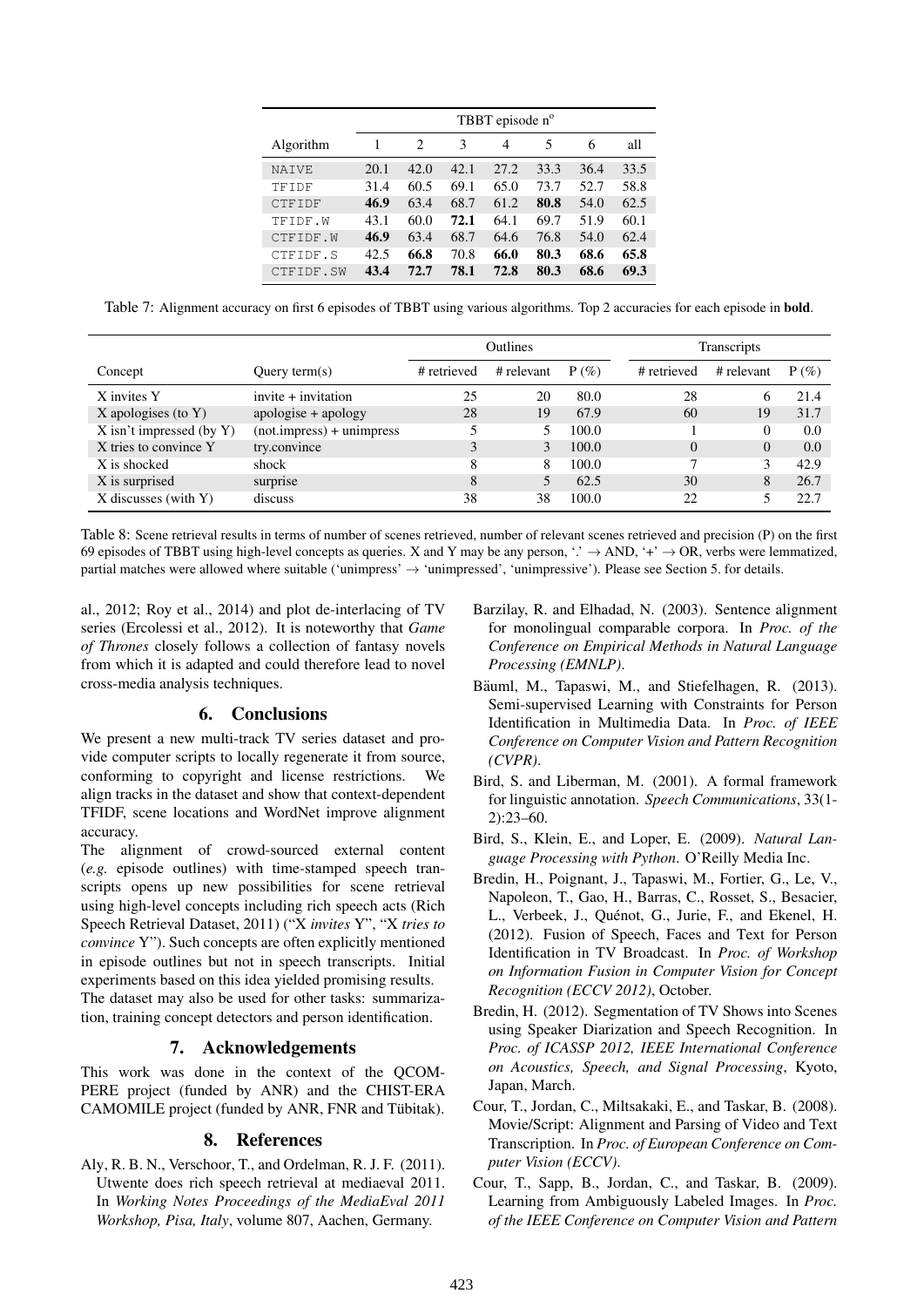| Algorithm | TBBT episode n° | | | | | | |
|---|---|---|---|---|---|---|---|
| | 1 | 2 | 3 | 4 | 5 | 6 | all |
| NAIVE | 20.1 | 42.0 | 42.1 | 27.2 | 33.3 | 36.4 | 33.5 |
| TFIDF | 31.4 | 60.5 | 69.1 | 65.0 | 73.7 | 52.7 | 58.8 |
| CTFIDF | **46.9** | 63.4 | 68.7 | 61.2 | **80.8** | 54.0 | 62.5 |
| TFIDF.W | 43.1 | 60.0 | **72.1** | 64.1 | 69.7 | 51.9 | 60.1 |
| CTFIDF.W | **46.9** | 63.4 | 68.7 | 64.6 | 76.8 | 54.0 | 62.4 |
| CTFIDF.S | 42.5 | **66.8** | 70.8 | **66.0** | 80.3 | **68.6** | **65.8** |
| CTFIDF.SW | **43.4** | **72.7** | **78.1** | **72.8** | **80.3** | **68.6** | **69.3** |

Table 7: Alignment accuracy on first 6 episodes of TBBT using various algorithms. Top 2 accuracies for each episode in **bold**.

| Concept | Query term(s) | Outlines | | | Transcripts | | |
|---|---|---|---|---|---|---|---|
| | | # retrieved | # relevant | P (%) | # retrieved | # relevant | P (%) |
| X invites Y | invite + invitation | 25 | 20 | 80.0 | 28 | 6 | 21.4 |
| X apologises (to Y) | apologise + apology | 28 | 19 | 67.9 | 60 | 19 | 31.7 |
| X isn't impressed (by Y) | (not.impress) + unimpress | 5 | 5 | 100.0 | 1 | 0 | 0.0 |
| X tries to convince Y | try.convince | 3 | 3 | 100.0 | 0 | 0 | 0.0 |
| X is shocked | shock | 8 | 8 | 100.0 | 7 | 3 | 42.9 |
| X is surprised | surprise | 8 | 5 | 62.5 | 30 | 8 | 26.7 |
| X discusses (with Y) | discuss | 38 | 38 | 100.0 | 22 | 5 | 22.7 |

Table 8: Scene retrieval results in terms of number of scenes retrieved, number of relevant scenes retrieved and precision (P) on the first 69 episodes of TBBT using high-level concepts as queries. X and Y may be any person, '.' → AND, '+' → OR, verbs were lemmatized, partial matches were allowed where suitable ('unimpress' → 'unimpressed', 'unimpressive'). Please see Section 5. for details.

al., 2012; Roy et al., 2014) and plot de-interlacing of TV series (Ercolessi et al., 2012). It is noteworthy that *Game of Thrones* closely follows a collection of fantasy novels from which it is adapted and could therefore lead to novel cross-media analysis techniques.

## 6. Conclusions

We present a new multi-track TV series dataset and provide computer scripts to locally regenerate it from source, conforming to copyright and license restrictions. We align tracks in the dataset and show that context-dependent TFIDF, scene locations and WordNet improve alignment accuracy.

The alignment of crowd-sourced external content (*e.g.* episode outlines) with time-stamped speech transcripts opens up new possibilities for scene retrieval using high-level concepts including rich speech acts (Rich Speech Retrieval Dataset, 2011) ("X *invites* Y", "X *tries to convince* Y"). Such concepts are often explicitly mentioned in episode outlines but not in speech transcripts. Initial experiments based on this idea yielded promising results.

The dataset may also be used for other tasks: summarization, training concept detectors and person identification.

## 7. Acknowledgements

This work was done in the context of the QCOMPERE project (funded by ANR) and the CHIST-ERA CAMOMILE project (funded by ANR, FNR and Tübitak).

## 8. References

Aly, R. B. N., Verschoor, T., and Ordelman, R. J. F. (2011). Utwente does rich speech retrieval at mediaeval 2011. In *Working Notes Proceedings of the MediaEval 2011 Workshop, Pisa, Italy*, volume 807, Aachen, Germany.

Barzilay, R. and Elhadad, N. (2003). Sentence alignment for monolingual comparable corpora. In *Proc. of the Conference on Empirical Methods in Natural Language Processing (EMNLP)*.

Bäuml, M., Tapaswi, M., and Stiefelhagen, R. (2013). Semi-supervised Learning with Constraints for Person Identification in Multimedia Data. In *Proc. of IEEE Conference on Computer Vision and Pattern Recognition (CVPR)*.

Bird, S. and Liberman, M. (2001). A formal framework for linguistic annotation. *Speech Communications*, 33(1-2):23–60.

Bird, S., Klein, E., and Loper, E. (2009). *Natural Language Processing with Python*. O'Reilly Media Inc.

Bredin, H., Poignant, J., Tapaswi, M., Fortier, G., Le, V., Napoleon, T., Gao, H., Barras, C., Rosset, S., Besacier, L., Verbeek, J., Quénot, G., Jurie, F., and Ekenel, H. (2012). Fusion of Speech, Faces and Text for Person Identification in TV Broadcast. In *Proc. of Workshop on Information Fusion in Computer Vision for Concept Recognition (ECCV 2012)*, October.

Bredin, H. (2012). Segmentation of TV Shows into Scenes using Speaker Diarization and Speech Recognition. In *Proc. of ICASSP 2012, IEEE International Conference on Acoustics, Speech, and Signal Processing*, Kyoto, Japan, March.

Cour, T., Jordan, C., Miltsakaki, E., and Taskar, B. (2008). Movie/Script: Alignment and Parsing of Video and Text Transcription. In *Proc. of European Conference on Computer Vision (ECCV)*.

Cour, T., Sapp, B., Jordan, C., and Taskar, B. (2009). Learning from Ambiguously Labeled Images. In *Proc. of the IEEE Conference on Computer Vision and Pattern*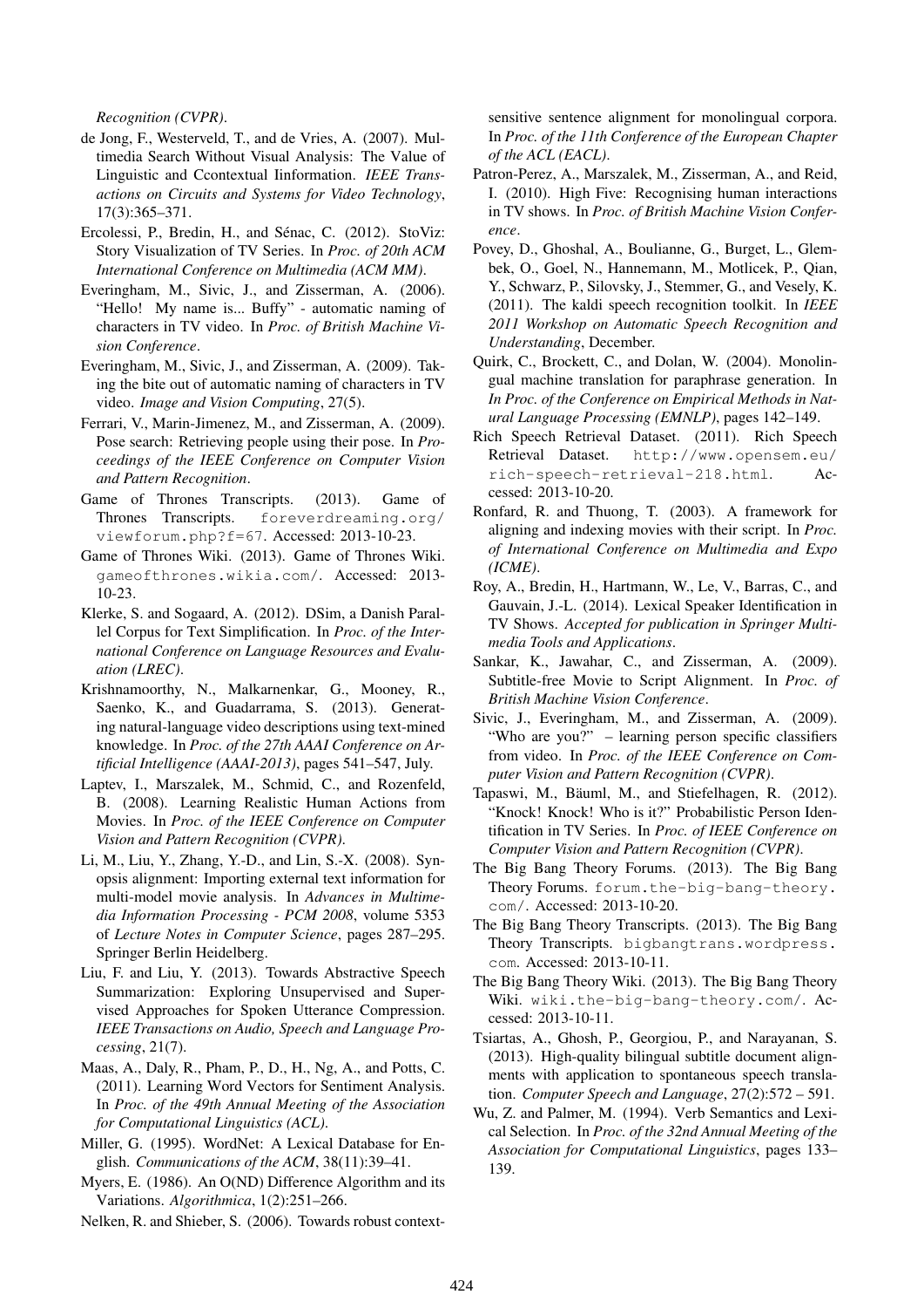*Recognition (CVPR)*.

de Jong, F., Westerveld, T., and de Vries, A. (2007). Multimedia Search Without Visual Analysis: The Value of Linguistic and Ccontextual Iinformation. *IEEE Transactions on Circuits and Systems for Video Technology*, 17(3):365–371.

Ercolessi, P., Bredin, H., and Sénac, C. (2012). StoViz: Story Visualization of TV Series. In *Proc. of 20th ACM International Conference on Multimedia (ACM MM)*.

Everingham, M., Sivic, J., and Zisserman, A. (2006). "Hello! My name is... Buffy" - automatic naming of characters in TV video. In *Proc. of British Machine Vision Conference*.

Everingham, M., Sivic, J., and Zisserman, A. (2009). Taking the bite out of automatic naming of characters in TV video. *Image and Vision Computing*, 27(5).

Ferrari, V., Marin-Jimenez, M., and Zisserman, A. (2009). Pose search: Retrieving people using their pose. In *Proceedings of the IEEE Conference on Computer Vision and Pattern Recognition*.

Game of Thrones Transcripts. (2013). Game of Thrones Transcripts. `foreverdreaming.org/viewforum.php?f=67`. Accessed: 2013-10-23.

Game of Thrones Wiki. (2013). Game of Thrones Wiki. `gameofthrones.wikia.com/`. Accessed: 2013-10-23.

Klerke, S. and Sogaard, A. (2012). DSim, a Danish Parallel Corpus for Text Simplification. In *Proc. of the International Conference on Language Resources and Evaluation (LREC)*.

Krishnamoorthy, N., Malkarnenkar, G., Mooney, R., Saenko, K., and Guadarrama, S. (2013). Generating natural-language video descriptions using text-mined knowledge. In *Proc. of the 27th AAAI Conference on Artificial Intelligence (AAAI-2013)*, pages 541–547, July.

Laptev, I., Marszalek, M., Schmid, C., and Rozenfeld, B. (2008). Learning Realistic Human Actions from Movies. In *Proc. of the IEEE Conference on Computer Vision and Pattern Recognition (CVPR)*.

Li, M., Liu, Y., Zhang, Y.-D., and Lin, S.-X. (2008). Synopsis alignment: Importing external text information for multi-model movie analysis. In *Advances in Multimedia Information Processing - PCM 2008*, volume 5353 of *Lecture Notes in Computer Science*, pages 287–295. Springer Berlin Heidelberg.

Liu, F. and Liu, Y. (2013). Towards Abstractive Speech Summarization: Exploring Unsupervised and Supervised Approaches for Spoken Utterance Compression. *IEEE Transactions on Audio, Speech and Language Processing*, 21(7).

Maas, A., Daly, R., Pham, P., D., H., Ng, A., and Potts, C. (2011). Learning Word Vectors for Sentiment Analysis. In *Proc. of the 49th Annual Meeting of the Association for Computational Linguistics (ACL)*.

Miller, G. (1995). WordNet: A Lexical Database for English. *Communications of the ACM*, 38(11):39–41.

Myers, E. (1986). An O(ND) Difference Algorithm and its Variations. *Algorithmica*, 1(2):251–266.

Nelken, R. and Shieber, S. (2006). Towards robust context-sensitive sentence alignment for monolingual corpora. In *Proc. of the 11th Conference of the European Chapter of the ACL (EACL)*.

Patron-Perez, A., Marszalek, M., Zisserman, A., and Reid, I. (2010). High Five: Recognising human interactions in TV shows. In *Proc. of British Machine Vision Conference*.

Povey, D., Ghoshal, A., Boulianne, G., Burget, L., Glembek, O., Goel, N., Hannemann, M., Motlicek, P., Qian, Y., Schwarz, P., Silovsky, J., Stemmer, G., and Vesely, K. (2011). The kaldi speech recognition toolkit. In *IEEE 2011 Workshop on Automatic Speech Recognition and Understanding*, December.

Quirk, C., Brockett, C., and Dolan, W. (2004). Monolingual machine translation for paraphrase generation. In *In Proc. of the Conference on Empirical Methods in Natural Language Processing (EMNLP)*, pages 142–149.

Rich Speech Retrieval Dataset. (2011). Rich Speech Retrieval Dataset. `http://www.opensem.eu/rich-speech-retrieval-218.html`. Accessed: 2013-10-20.

Ronfard, R. and Thuong, T. (2003). A framework for aligning and indexing movies with their script. In *Proc. of International Conference on Multimedia and Expo (ICME)*.

Roy, A., Bredin, H., Hartmann, W., Le, V., Barras, C., and Gauvain, J.-L. (2014). Lexical Speaker Identification in TV Shows. *Accepted for publication in Springer Multimedia Tools and Applications*.

Sankar, K., Jawahar, C., and Zisserman, A. (2009). Subtitle-free Movie to Script Alignment. In *Proc. of British Machine Vision Conference*.

Sivic, J., Everingham, M., and Zisserman, A. (2009). "Who are you?" – learning person specific classifiers from video. In *Proc. of the IEEE Conference on Computer Vision and Pattern Recognition (CVPR)*.

Tapaswi, M., Bäuml, M., and Stiefelhagen, R. (2012). "Knock! Knock! Who is it?" Probabilistic Person Identification in TV Series. In *Proc. of IEEE Conference on Computer Vision and Pattern Recognition (CVPR)*.

The Big Bang Theory Forums. (2013). The Big Bang Theory Forums. `forum.the-big-bang-theory.com/`. Accessed: 2013-10-20.

The Big Bang Theory Transcripts. (2013). The Big Bang Theory Transcripts. `bigbangtrans.wordpress.com`. Accessed: 2013-10-11.

The Big Bang Theory Wiki. (2013). The Big Bang Theory Wiki. `wiki.the-big-bang-theory.com/`. Accessed: 2013-10-11.

Tsiartas, A., Ghosh, P., Georgiou, P., and Narayanan, S. (2013). High-quality bilingual subtitle document alignments with application to spontaneous speech translation. *Computer Speech and Language*, 27(2):572 – 591.

Wu, Z. and Palmer, M. (1994). Verb Semantics and Lexical Selection. In *Proc. of the 32nd Annual Meeting of the Association for Computational Linguistics*, pages 133–139.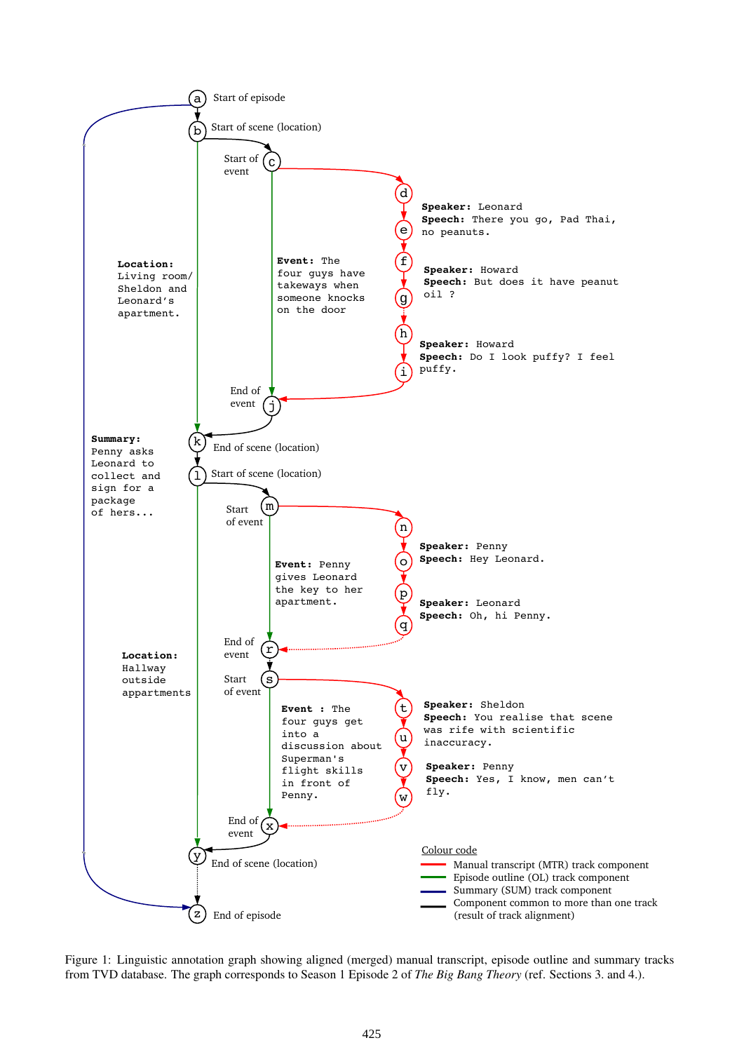a Start of episode

b Start of scene (location)

Start of event c

d

**Speaker:** Leonard
**Speech:** There you go, Pad Thai, no peanuts.

e

f

**Speaker:** Howard
**Speech:** But does it have peanut oil ?

g

h

**Speaker:** Howard
**Speech:** Do I look puffy? I feel puffy.

i

**Location:** Living room/ Sheldon and Leonard's apartment.

**Event:** The four guys have takeways when someone knocks on the door

End of event j

**Summary:** Penny asks Leonard to collect and sign for a package of hers...

k End of scene (location)

l Start of scene (location)

Start of event m

n

**Speaker:** Penny
**Speech:** Hey Leonard.

o

p

**Speaker:** Leonard
**Speech:** Oh, hi Penny.

q

**Event:** Penny gives Leonard the key to her apartment.

End of event r

**Location:** Hallway outside appartments

Start of event s

t

**Speaker:** Sheldon
**Speech:** You realise that scene was rife with scientific inaccuracy.

u

v

**Speaker:** Penny
**Speech:** Yes, I know, men can't fly.

w

**Event :** The four guys get into a discussion about Superman's flight skills in front of Penny.

End of event x

y End of scene (location)

z End of episode

Colour code
- Manual transcript (MTR) track component
- Episode outline (OL) track component
- Summary (SUM) track component
- Component common to more than one track (result of track alignment)

Figure 1: Linguistic annotation graph showing aligned (merged) manual transcript, episode outline and summary tracks from TVD database. The graph corresponds to Season 1 Episode 2 of *The Big Bang Theory* (ref. Sections 3. and 4.).